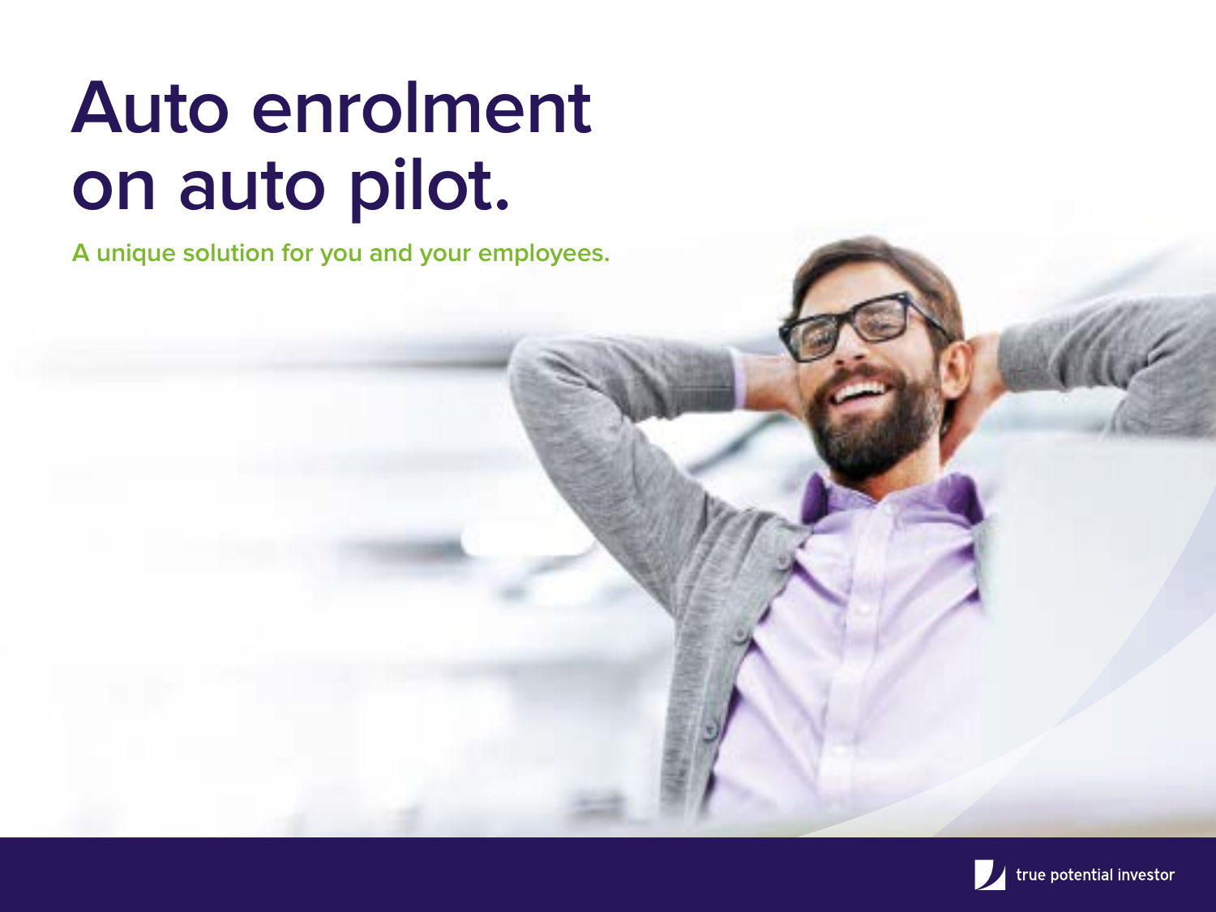# Auto enrolment on auto pilot.

A unique solution for you and your employees.

true potential investor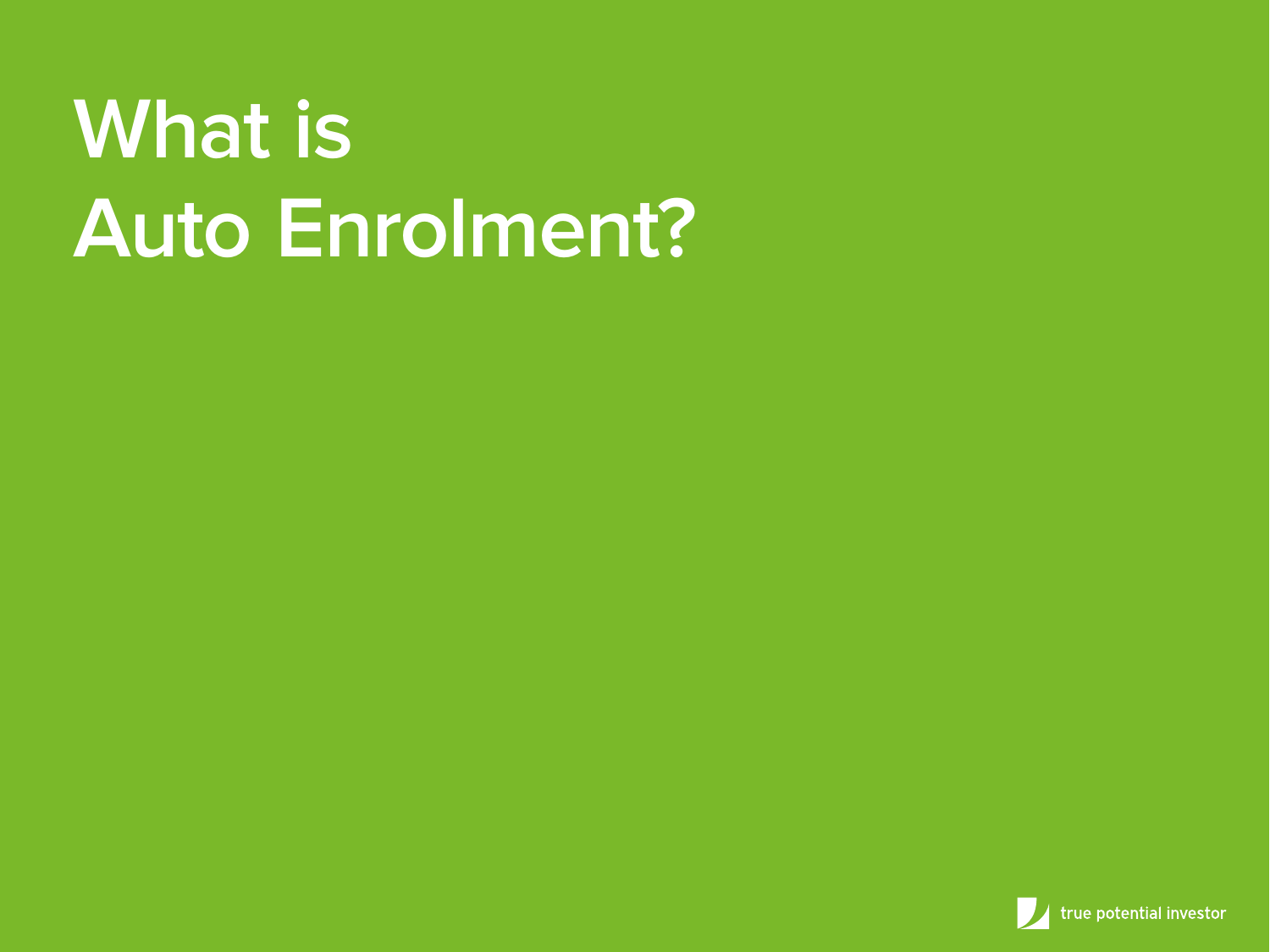# What is Auto Enrolment?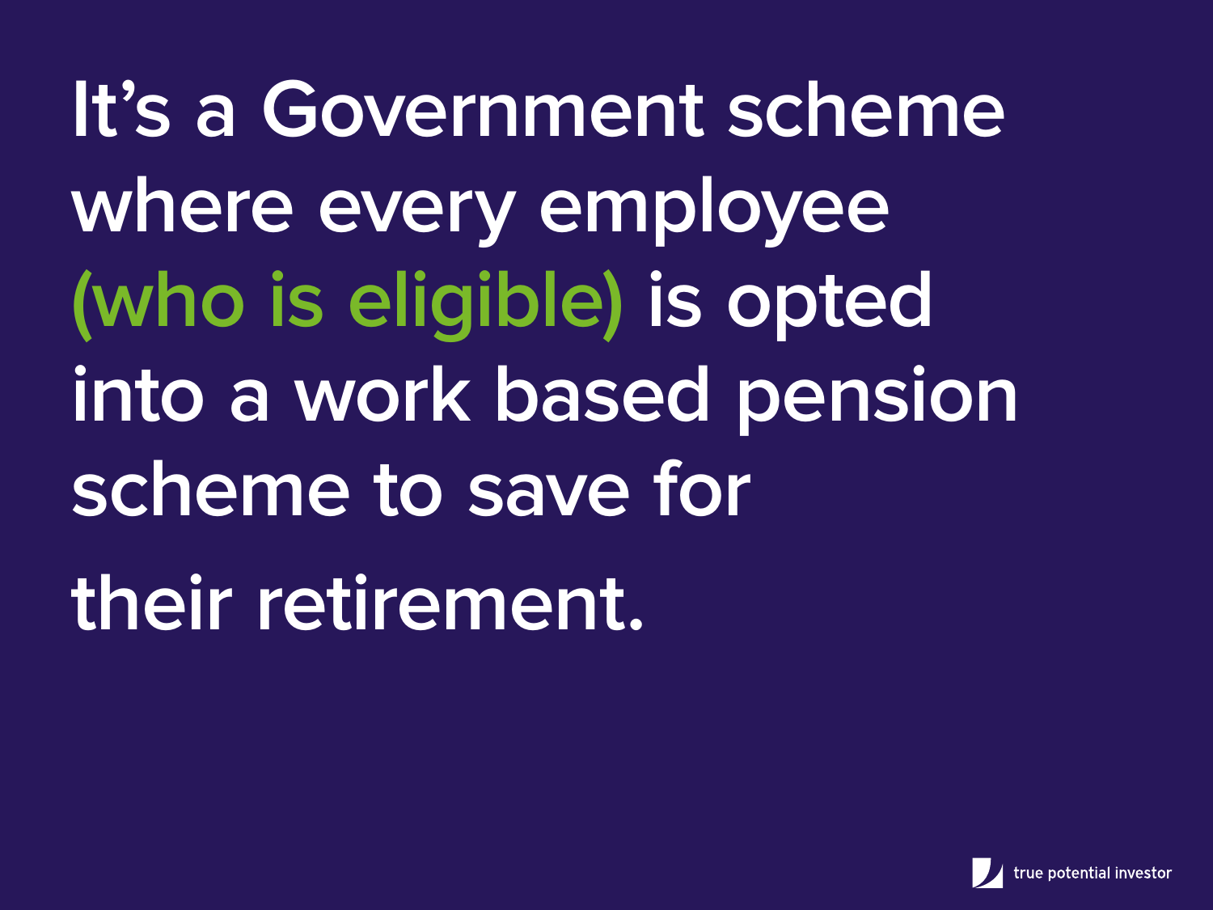It's a Government scheme where every employee (who is eligible) is opted into a work based pension scheme to save for their retirement.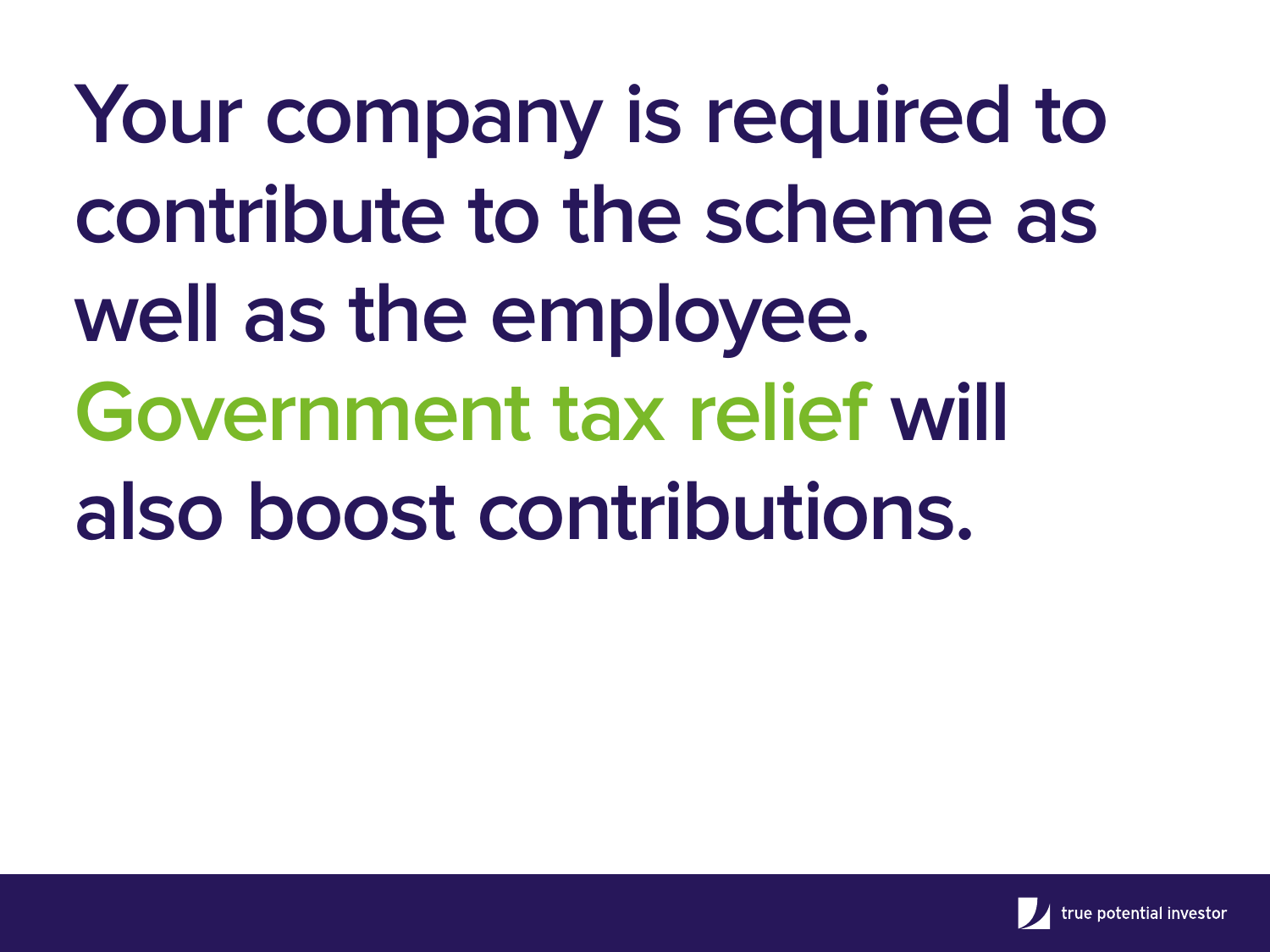Your company is required to contribute to the scheme as well as the employee. **Government tax relief** will also boost contributions.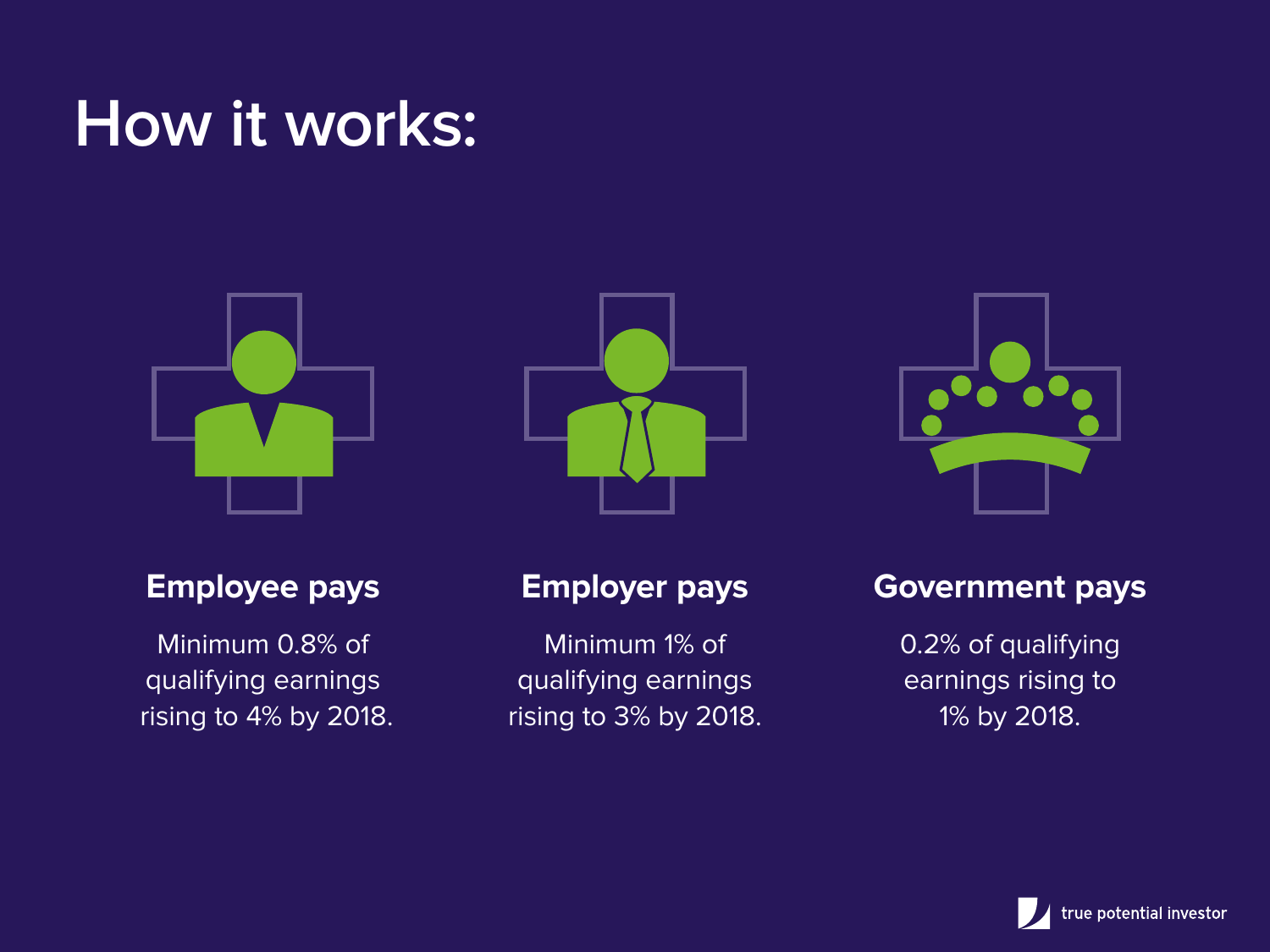# How it works:

### Employee pays

Minimum 0.8% of qualifying earnings rising to 4% by 2018.

### Employer pays

Minimum 1% of qualifying earnings rising to 3% by 2018.

### Government pays

0.2% of qualifying earnings rising to 1% by 2018.

true potential investor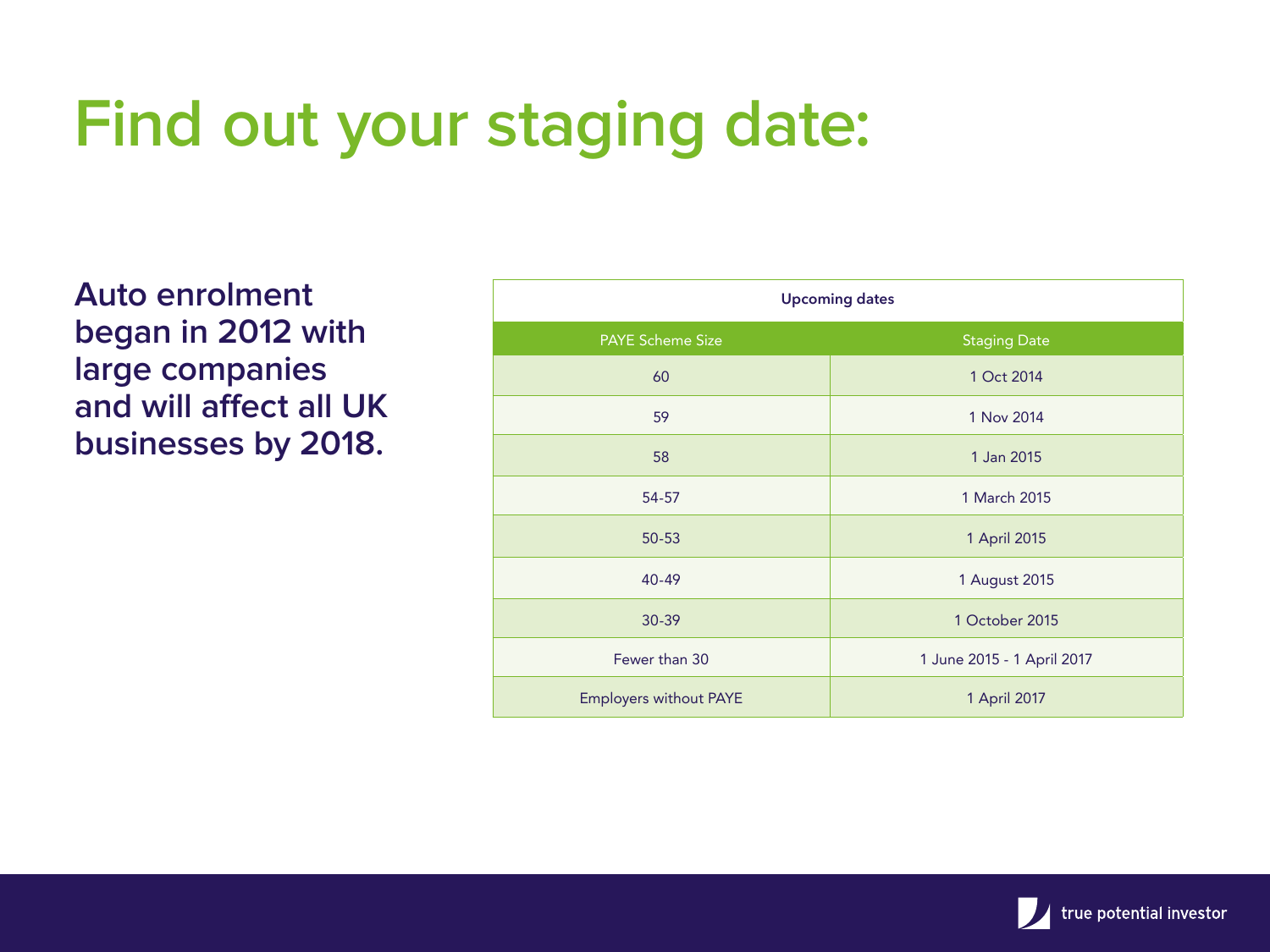# Find out your staging date:

**Auto enrolment began in 2012 with large companies and will affect all UK businesses by 2018.**

| Upcoming dates | |
|---|---|
| **PAYE Scheme Size** | **Staging Date** |
| 60 | 1 Oct 2014 |
| 59 | 1 Nov 2014 |
| 58 | 1 Jan 2015 |
| 54-57 | 1 March 2015 |
| 50-53 | 1 April 2015 |
| 40-49 | 1 August 2015 |
| 30-39 | 1 October 2015 |
| Fewer than 30 | 1 June 2015 - 1 April 2017 |
| Employers without PAYE | 1 April 2017 |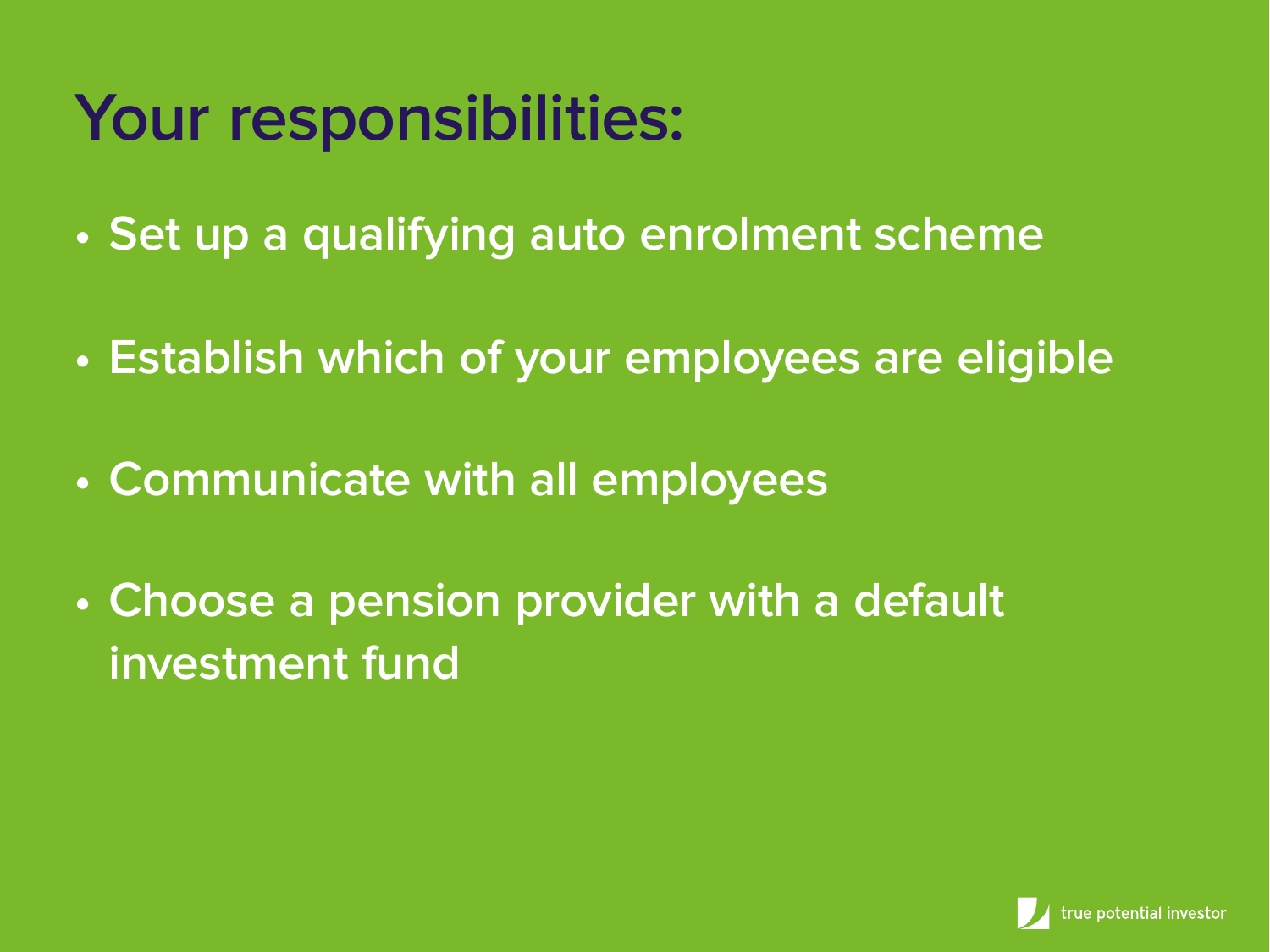# Your responsibilities:

- Set up a qualifying auto enrolment scheme
- Establish which of your employees are eligible
- Communicate with all employees
- Choose a pension provider with a default investment fund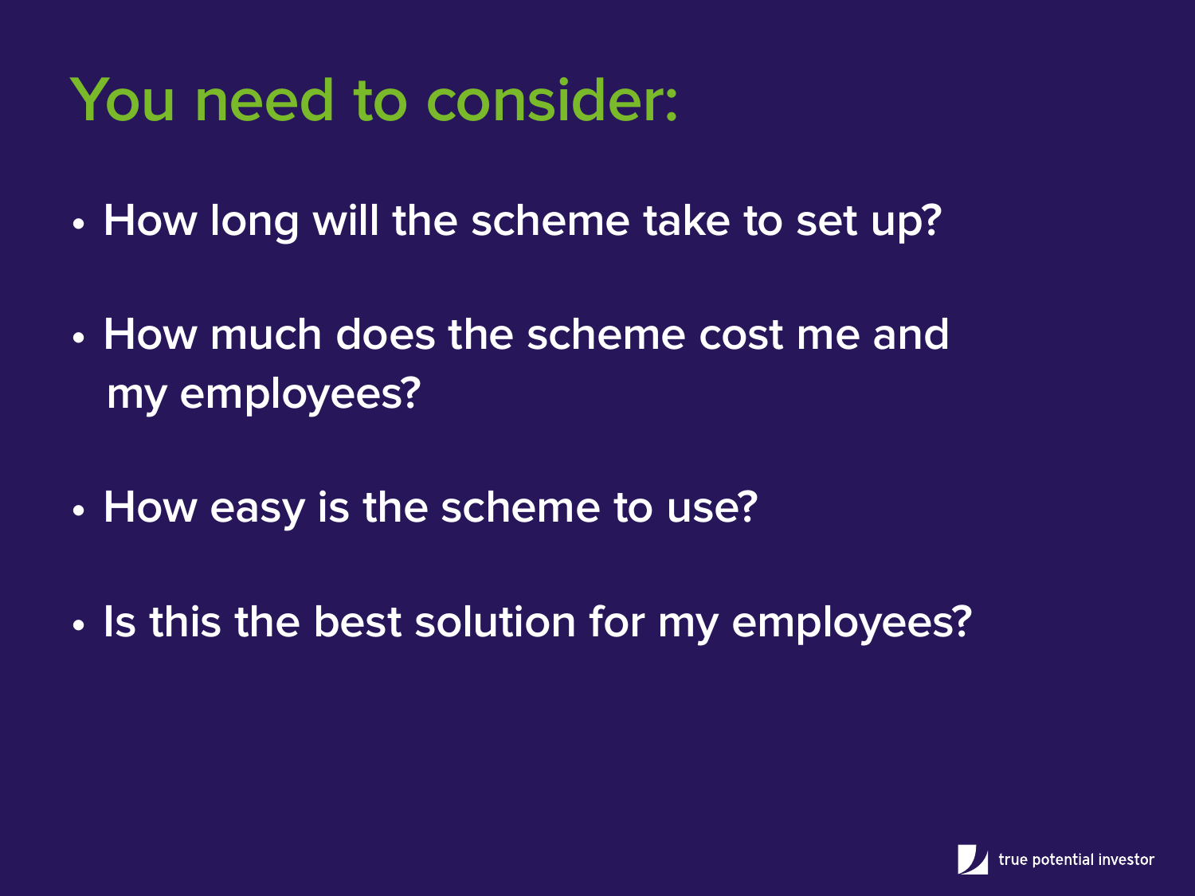# You need to consider:

- How long will the scheme take to set up?
- How much does the scheme cost me and my employees?
- How easy is the scheme to use?
- Is this the best solution for my employees?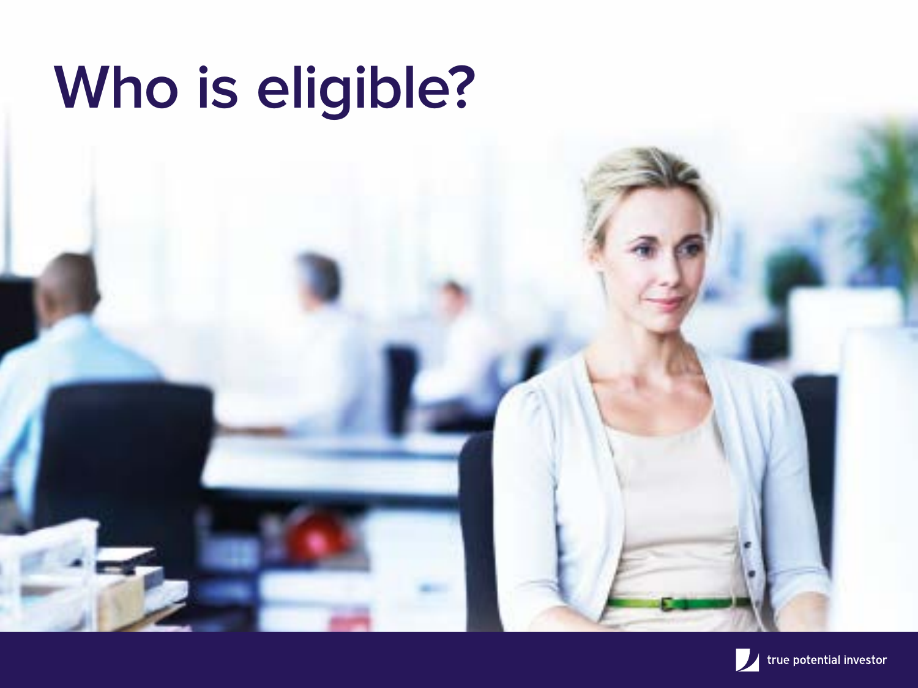# Who is eligible?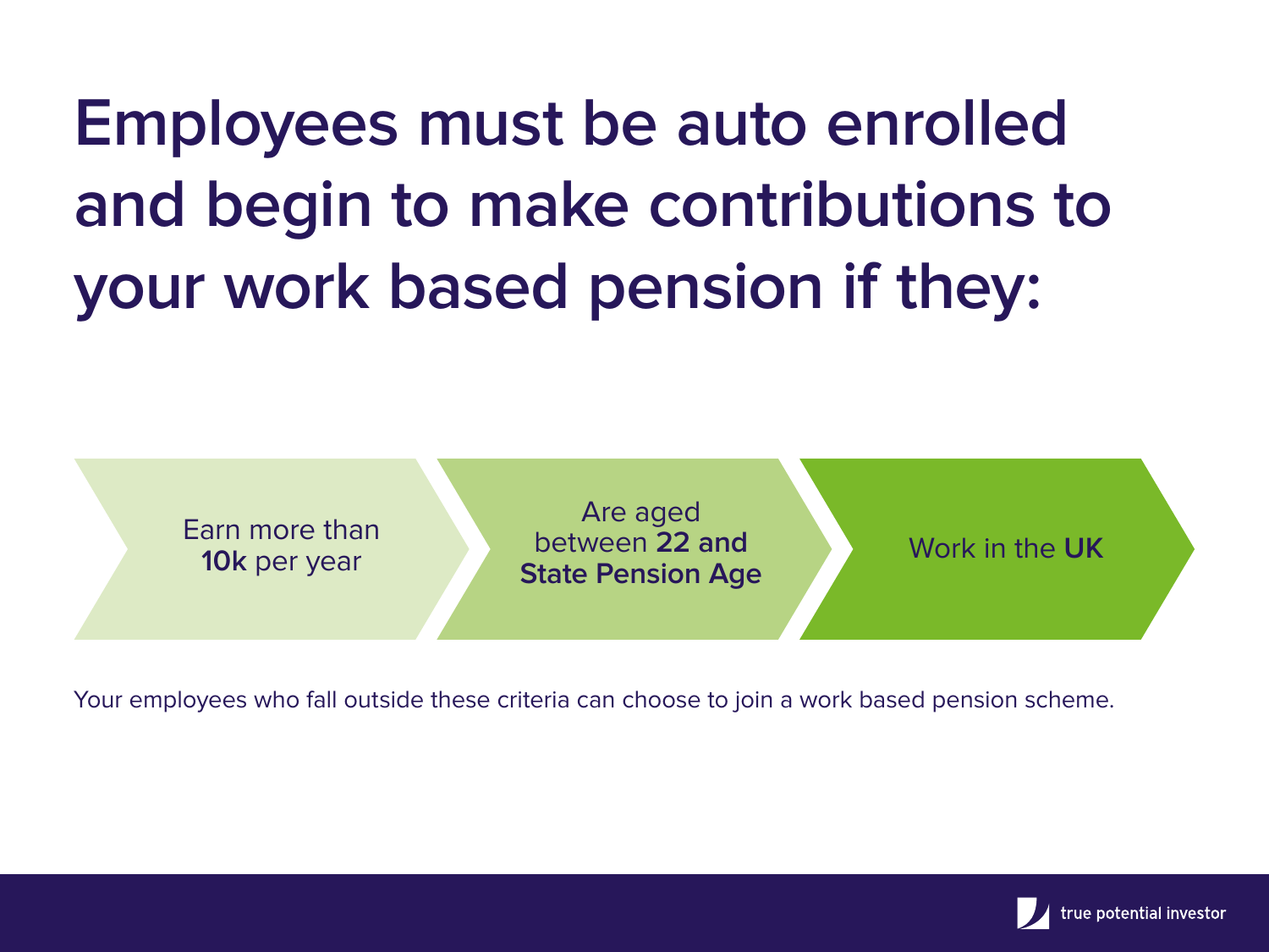# Employees must be auto enrolled and begin to make contributions to your work based pension if they:

- Earn more than **10k** per year
- Are aged between **22 and State Pension Age**
- Work in the **UK**

Your employees who fall outside these criteria can choose to join a work based pension scheme.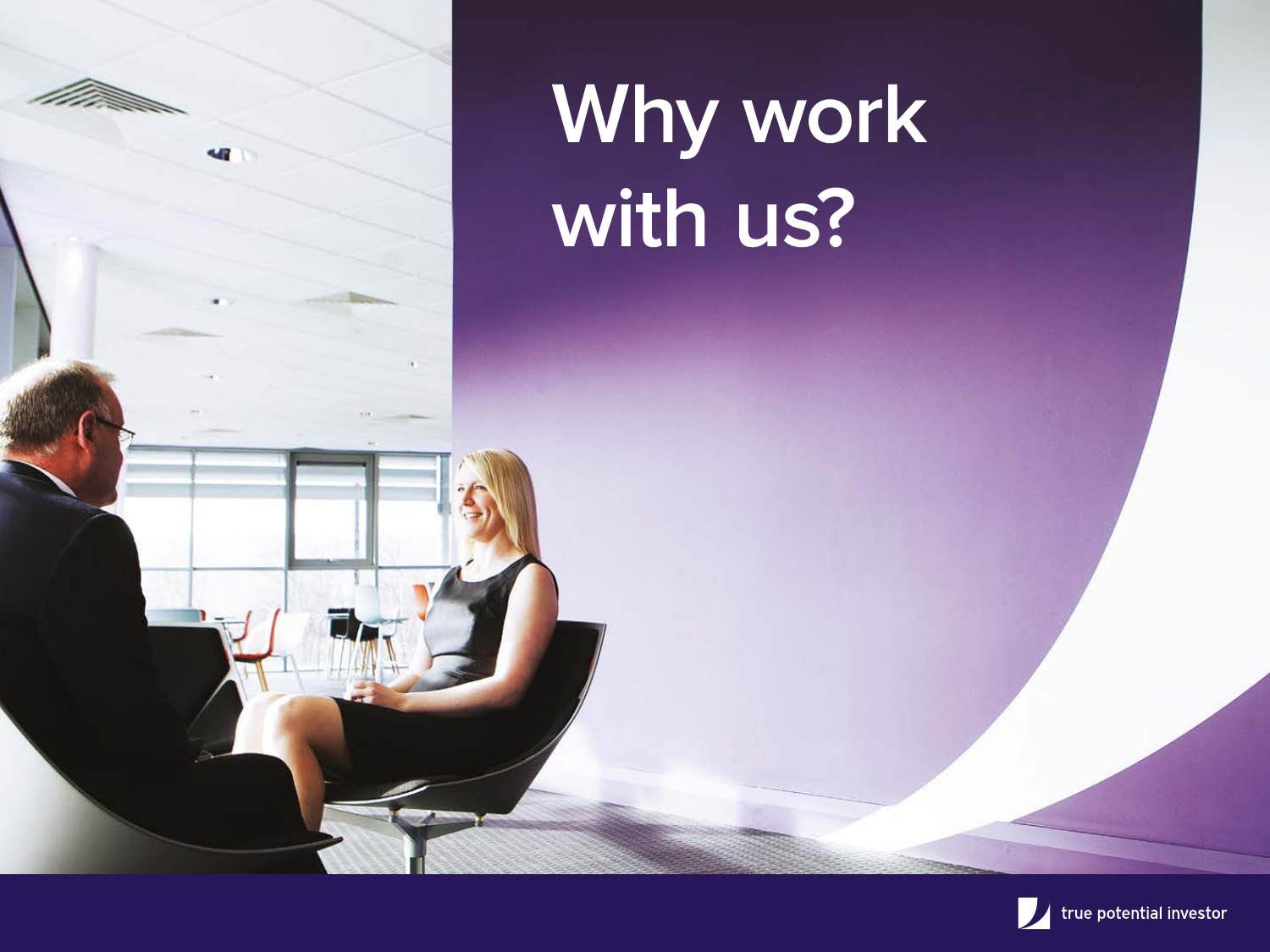# Why work with us?

true potential investor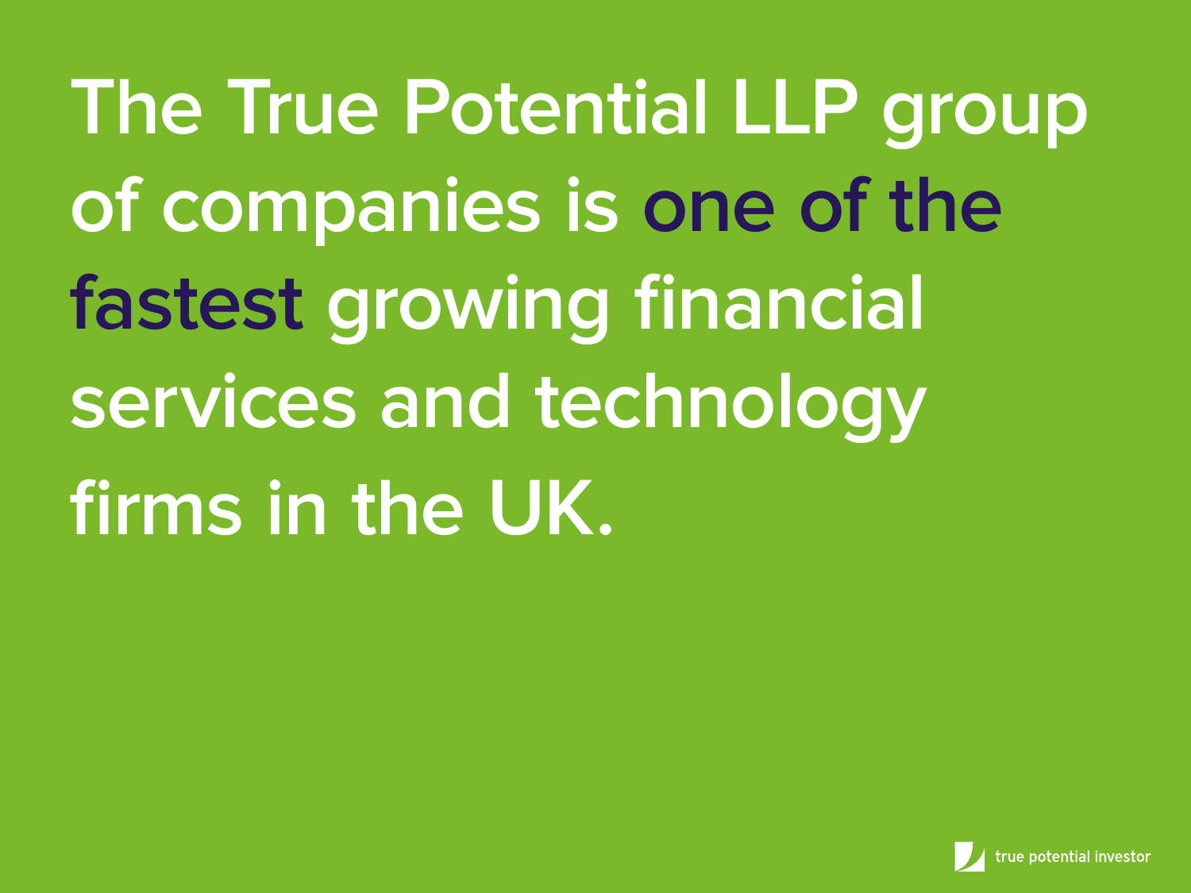The True Potential LLP group of companies is **one of the fastest** growing financial services and technology firms in the UK.

true potential investor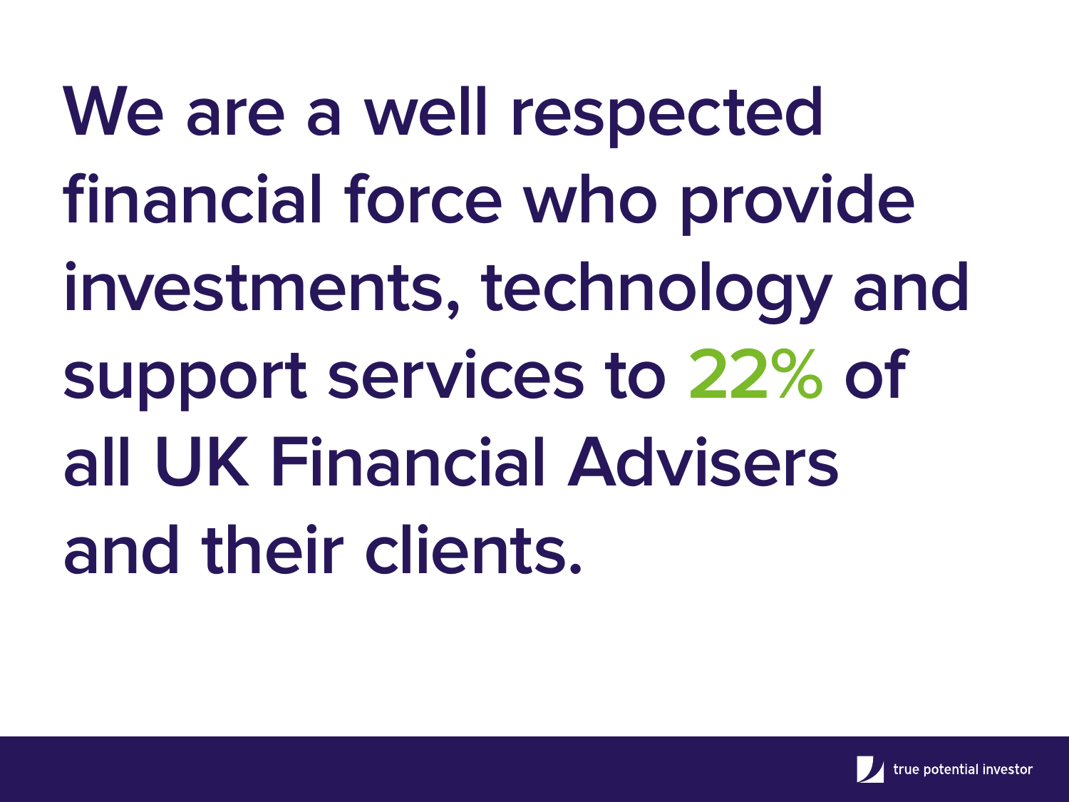We are a well respected financial force who provide investments, technology and support services to **22%** of all UK Financial Advisers and their clients.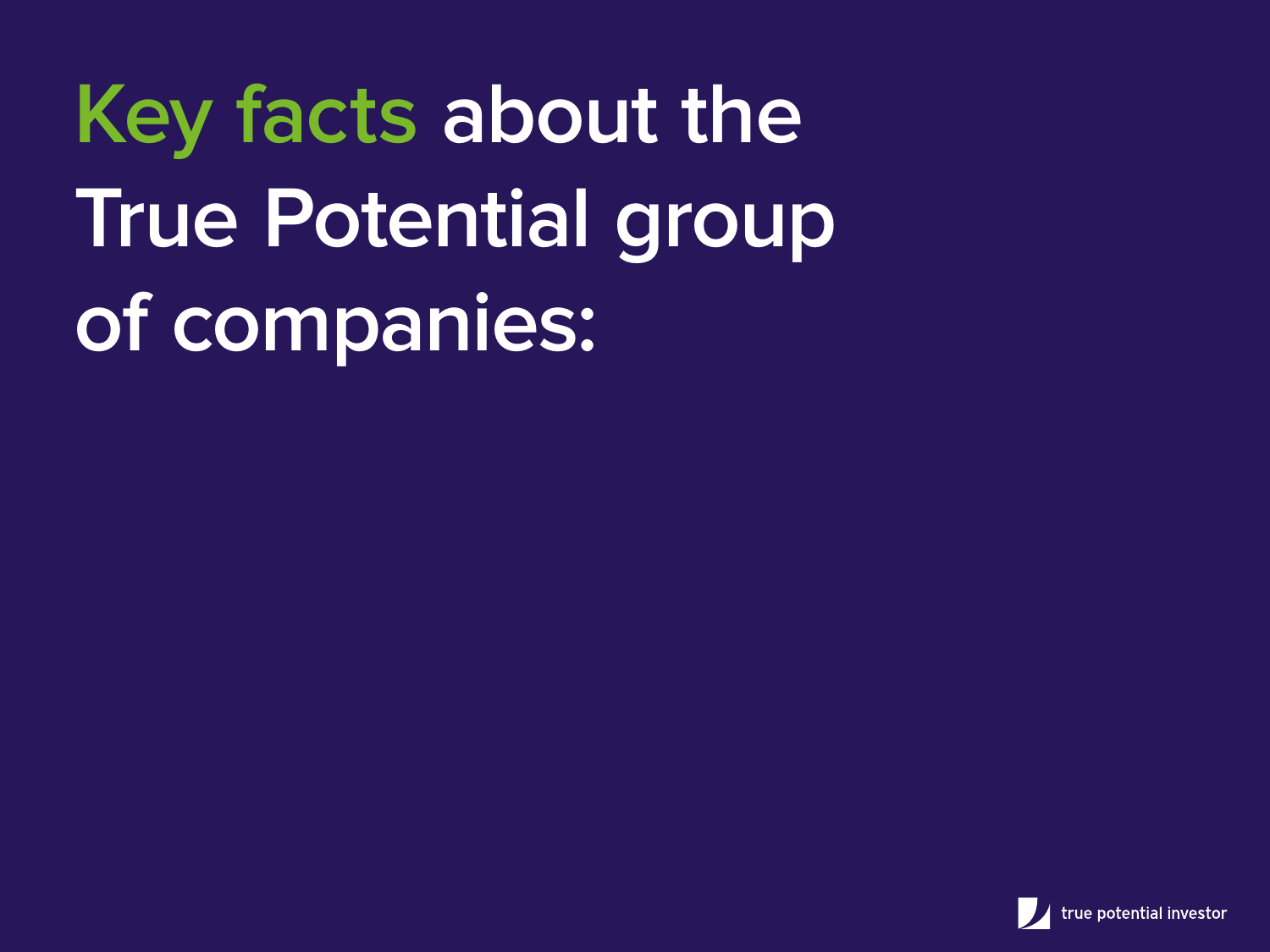# Key facts about the True Potential group of companies: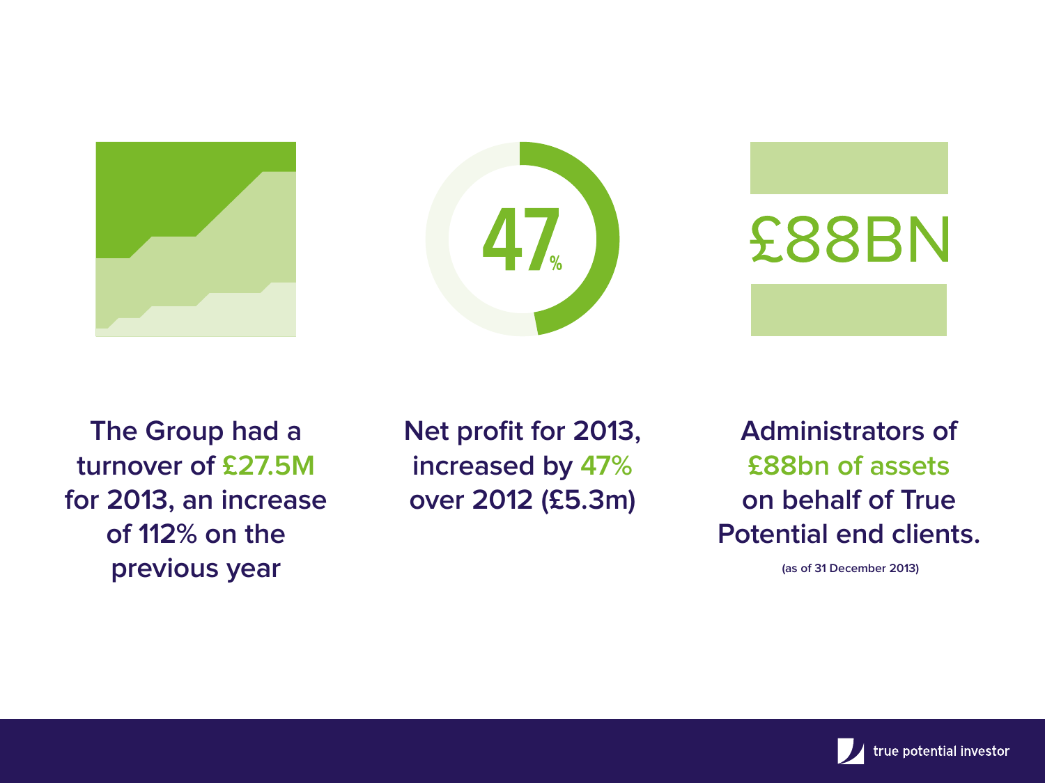47%

£88BN

The Group had a turnover of £27.5M for 2013, an increase of 112% on the previous year

Net profit for 2013, increased by 47% over 2012 (£5.3m)

Administrators of £88bn of assets on behalf of True Potential end clients.

(as of 31 December 2013)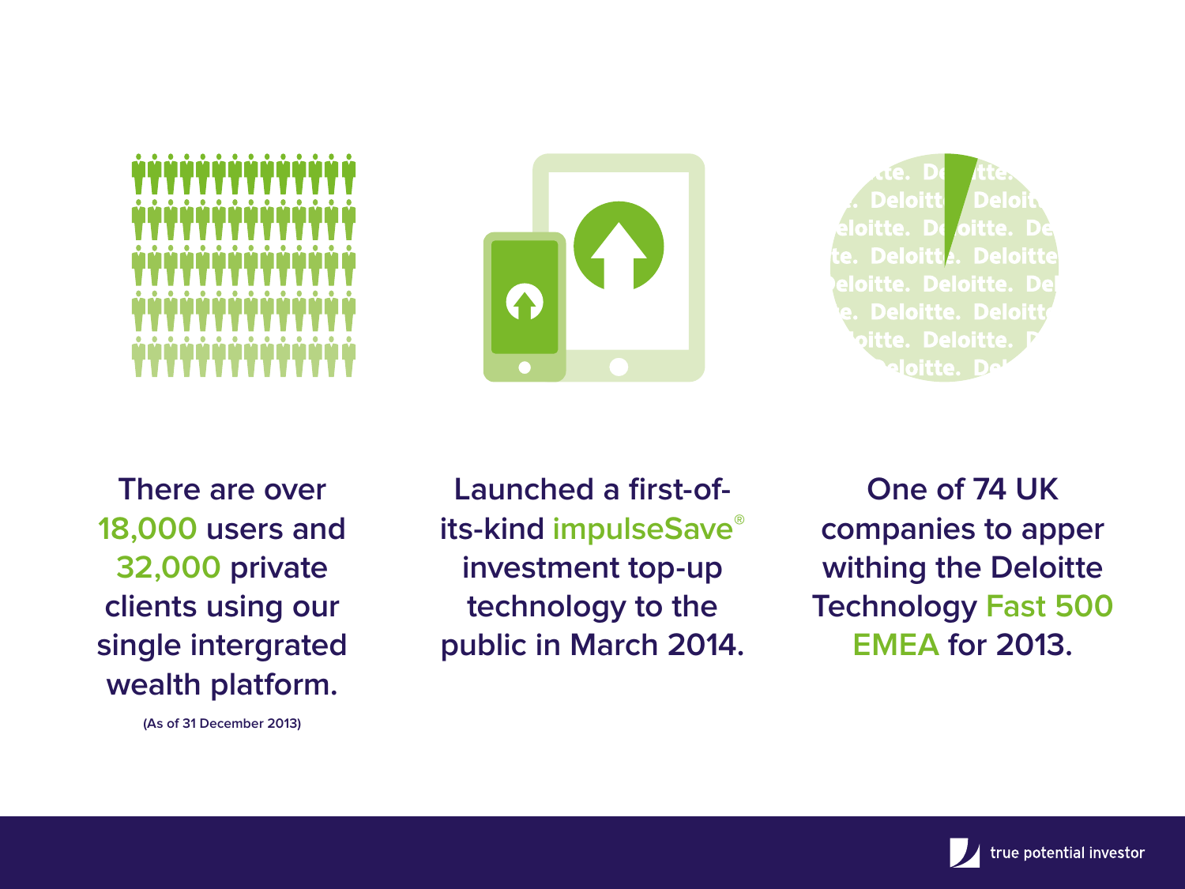There are over **18,000** users and **32,000** private clients using our single intergrated wealth platform.

(As of 31 December 2013)

Launched a first-of-its-kind **impulseSave®** investment top-up technology to the public in March 2014.

One of 74 UK companies to apper withing the Deloitte Technology **Fast 500 EMEA** for 2013.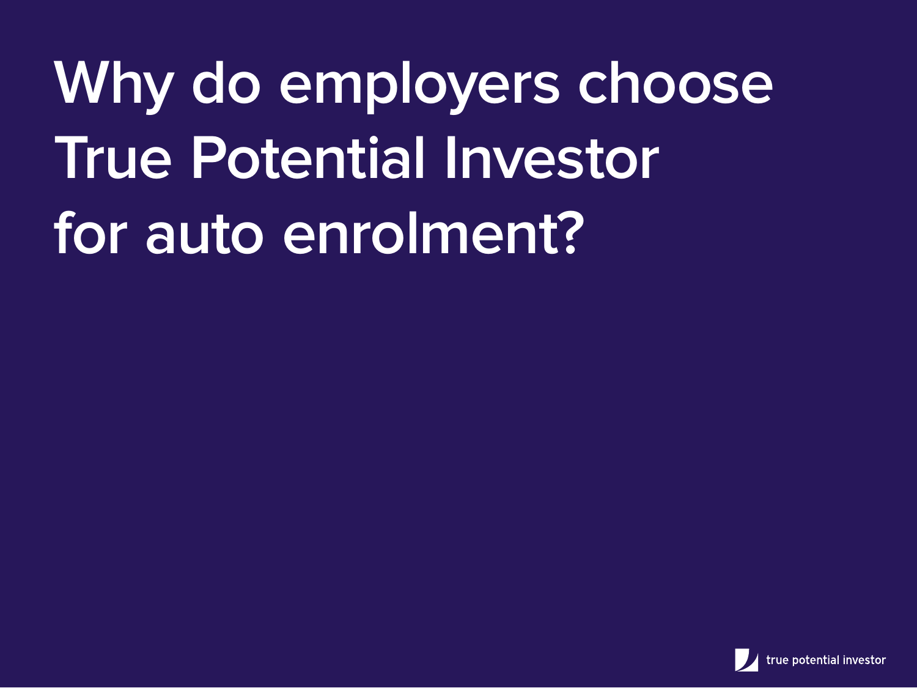# Why do employers choose True Potential Investor for auto enrolment?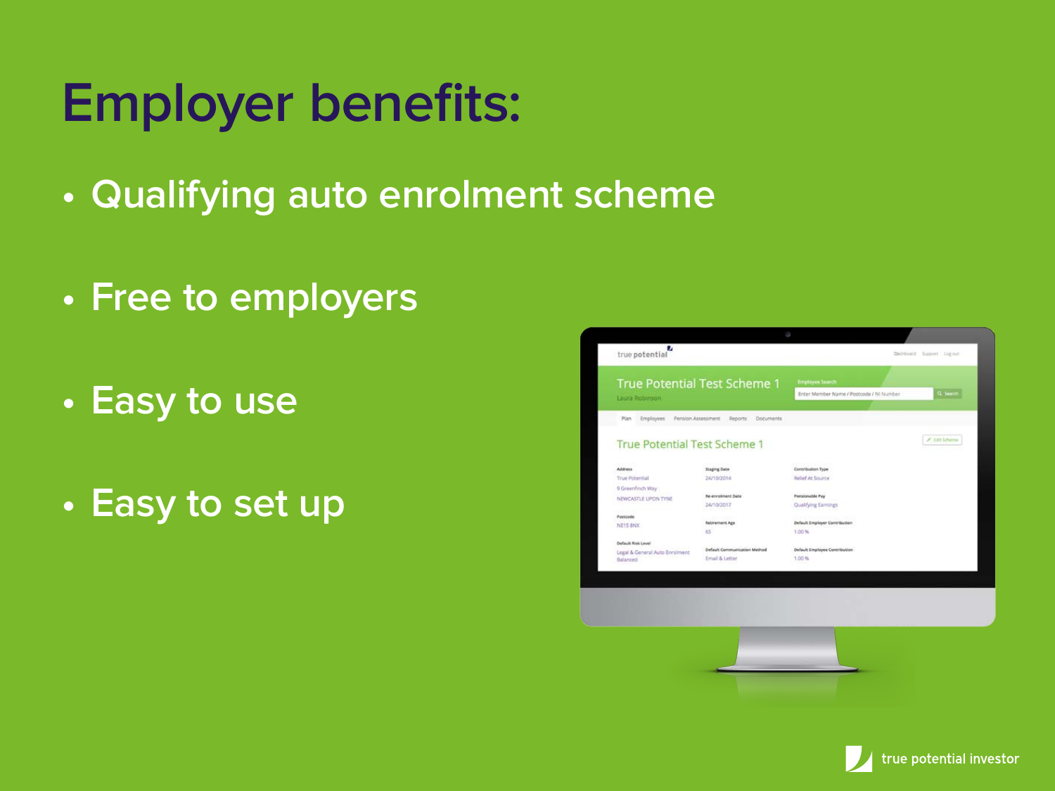# Employer benefits:

- Qualifying auto enrolment scheme
- Free to employers
- Easy to use
- Easy to set up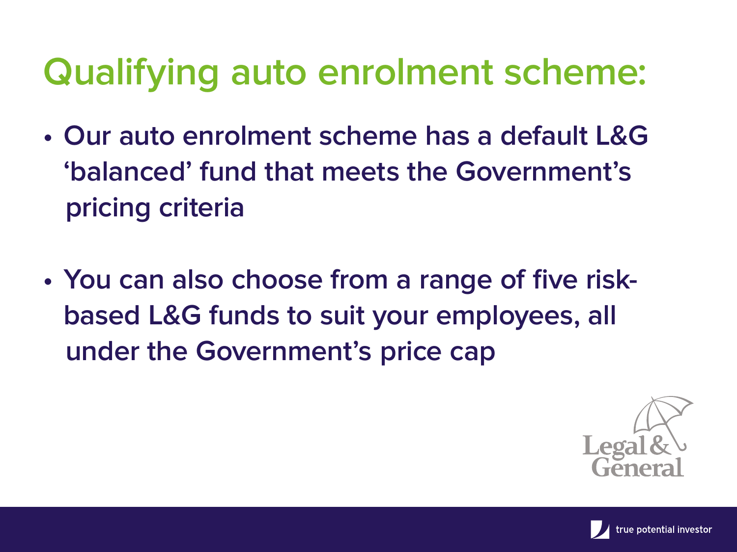# Qualifying auto enrolment scheme:

- Our auto enrolment scheme has a default L&G 'balanced' fund that meets the Government's pricing criteria
- You can also choose from a range of five risk-based L&G funds to suit your employees, all under the Government's price cap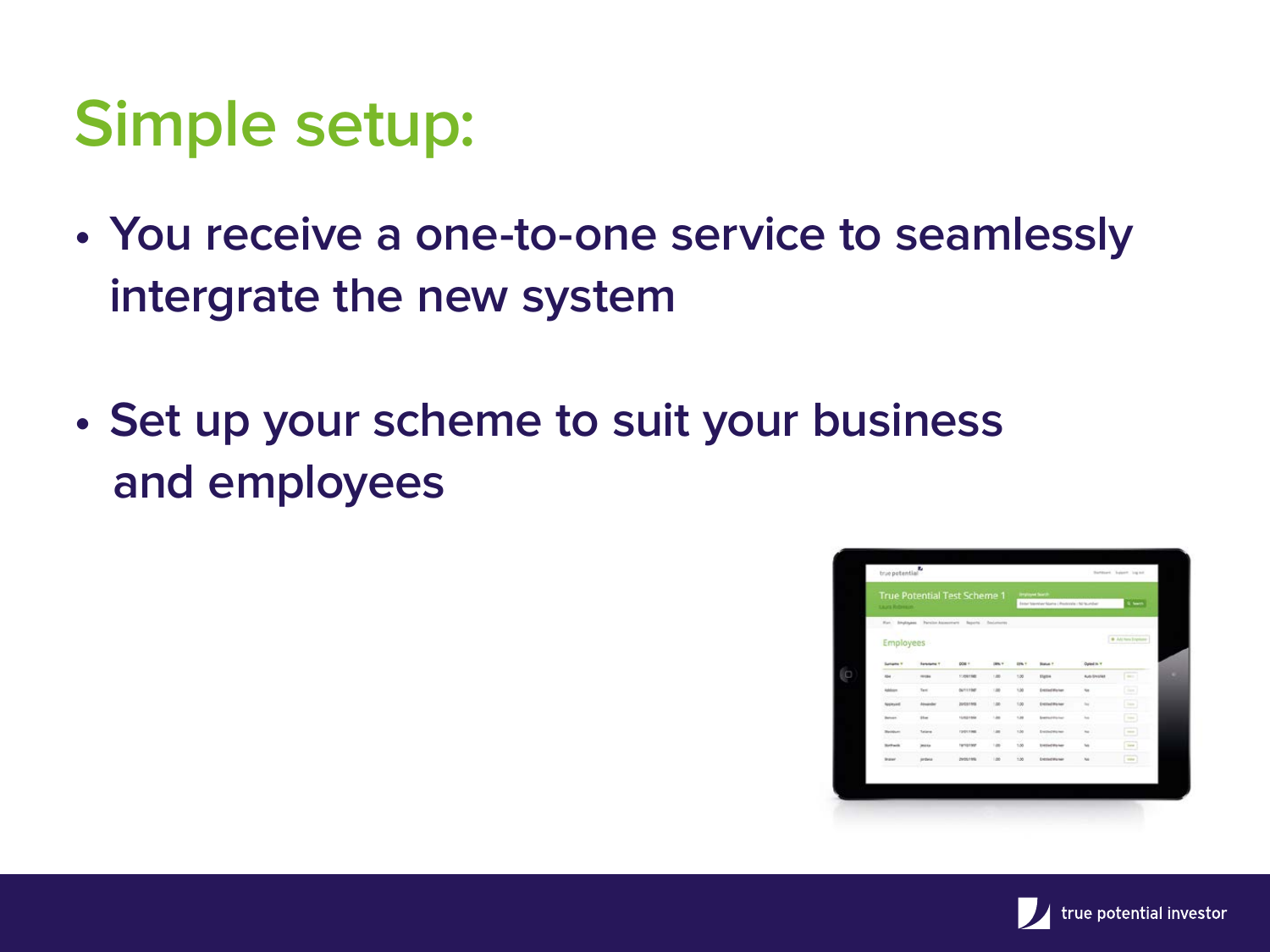# Simple setup:

- You receive a one-to-one service to seamlessly intergrate the new system
- Set up your scheme to suit your business and employees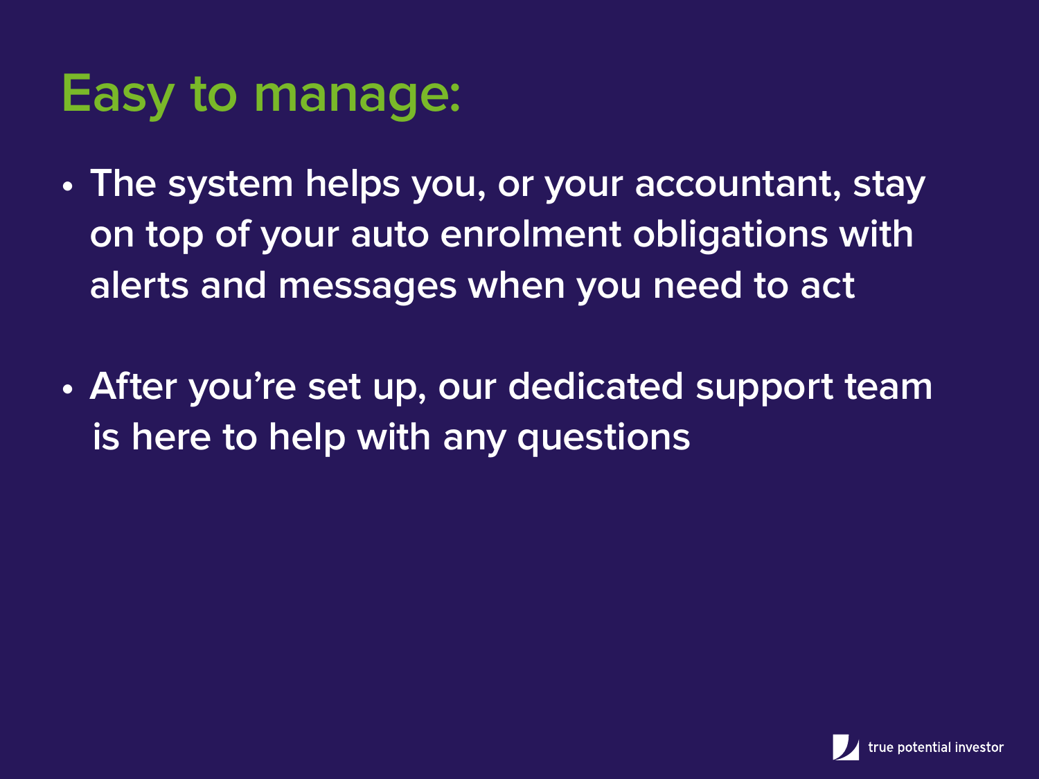# Easy to manage:

- The system helps you, or your accountant, stay on top of your auto enrolment obligations with alerts and messages when you need to act

- After you're set up, our dedicated support team is here to help with any questions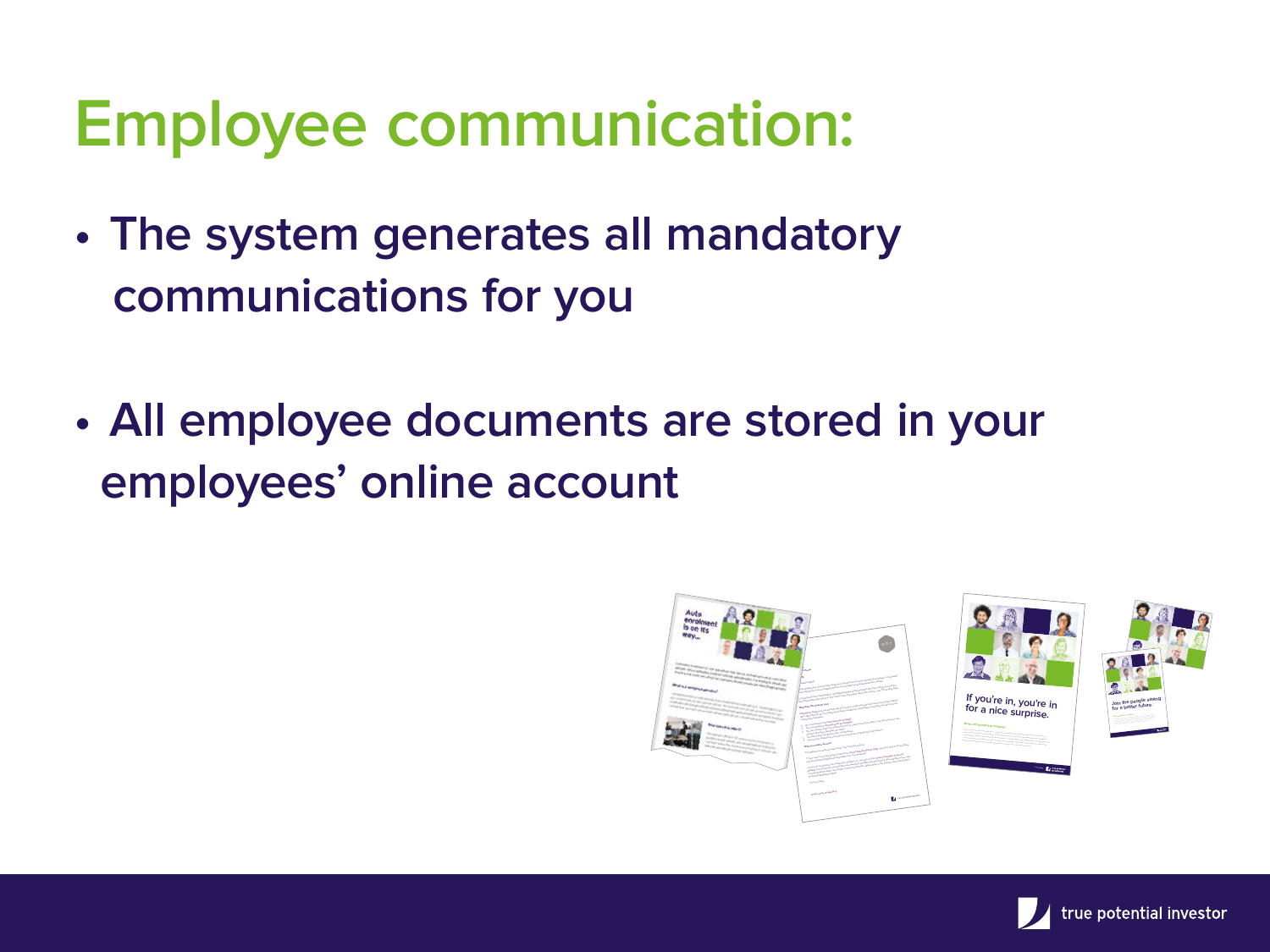# Employee communication:

- The system generates all mandatory communications for you
- All employee documents are stored in your employees' online account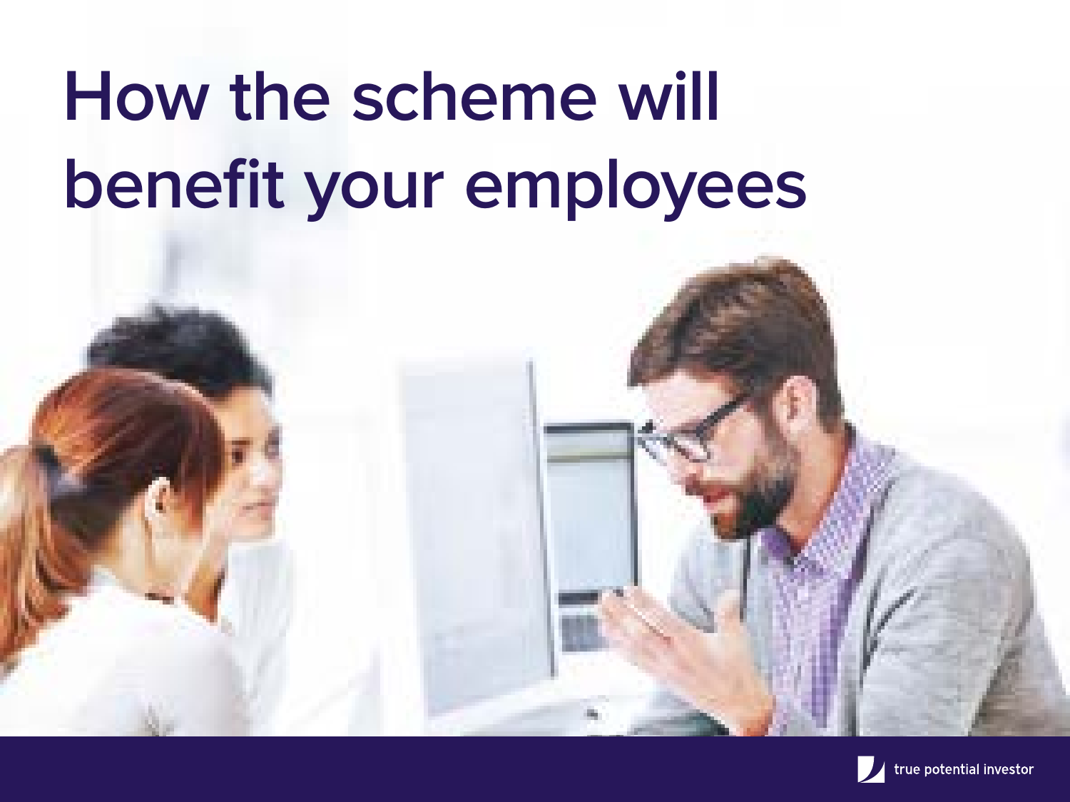# How the scheme will benefit your employees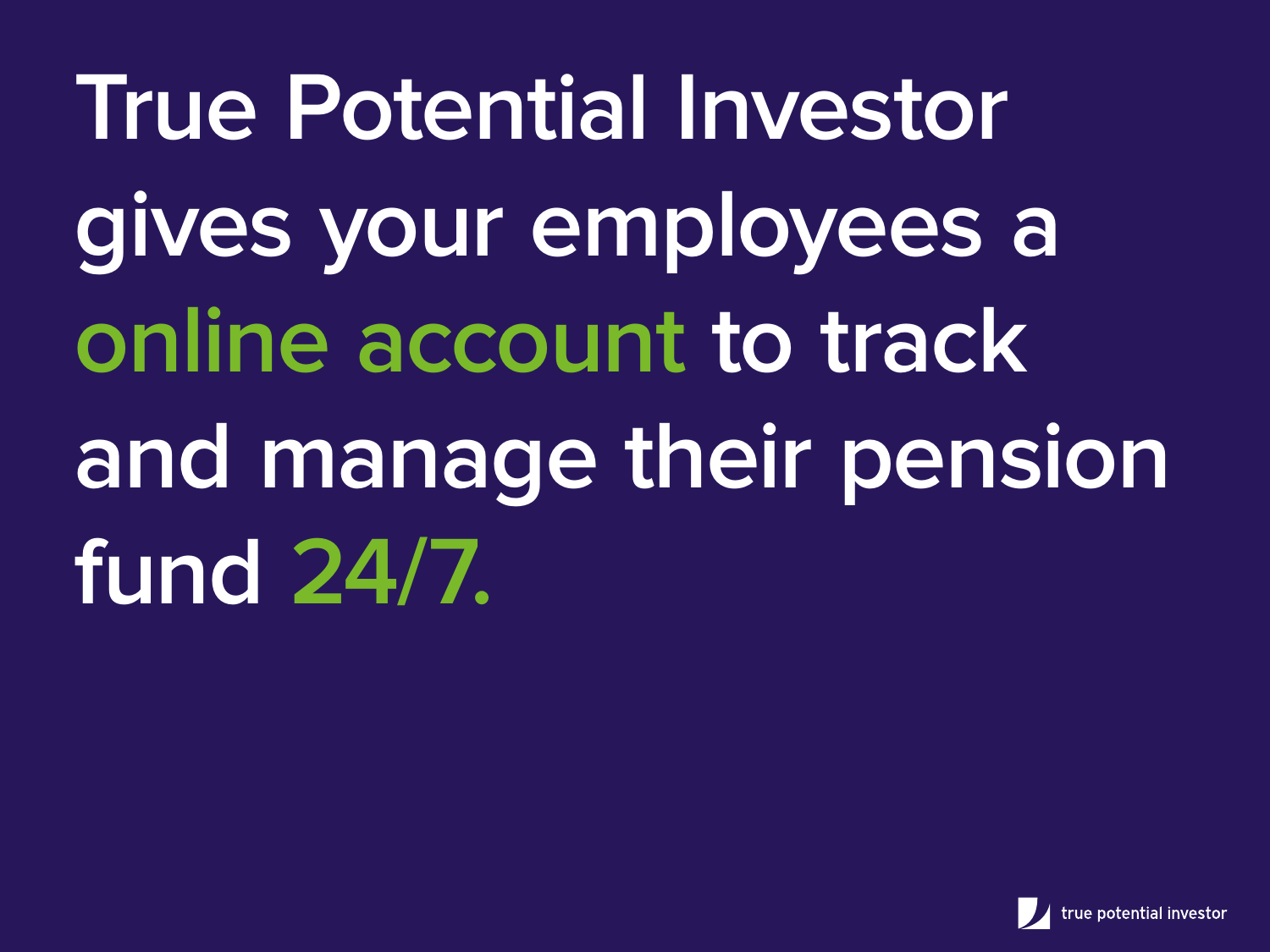# True Potential Investor gives your employees a online account to track and manage their pension fund 24/7.

true potential investor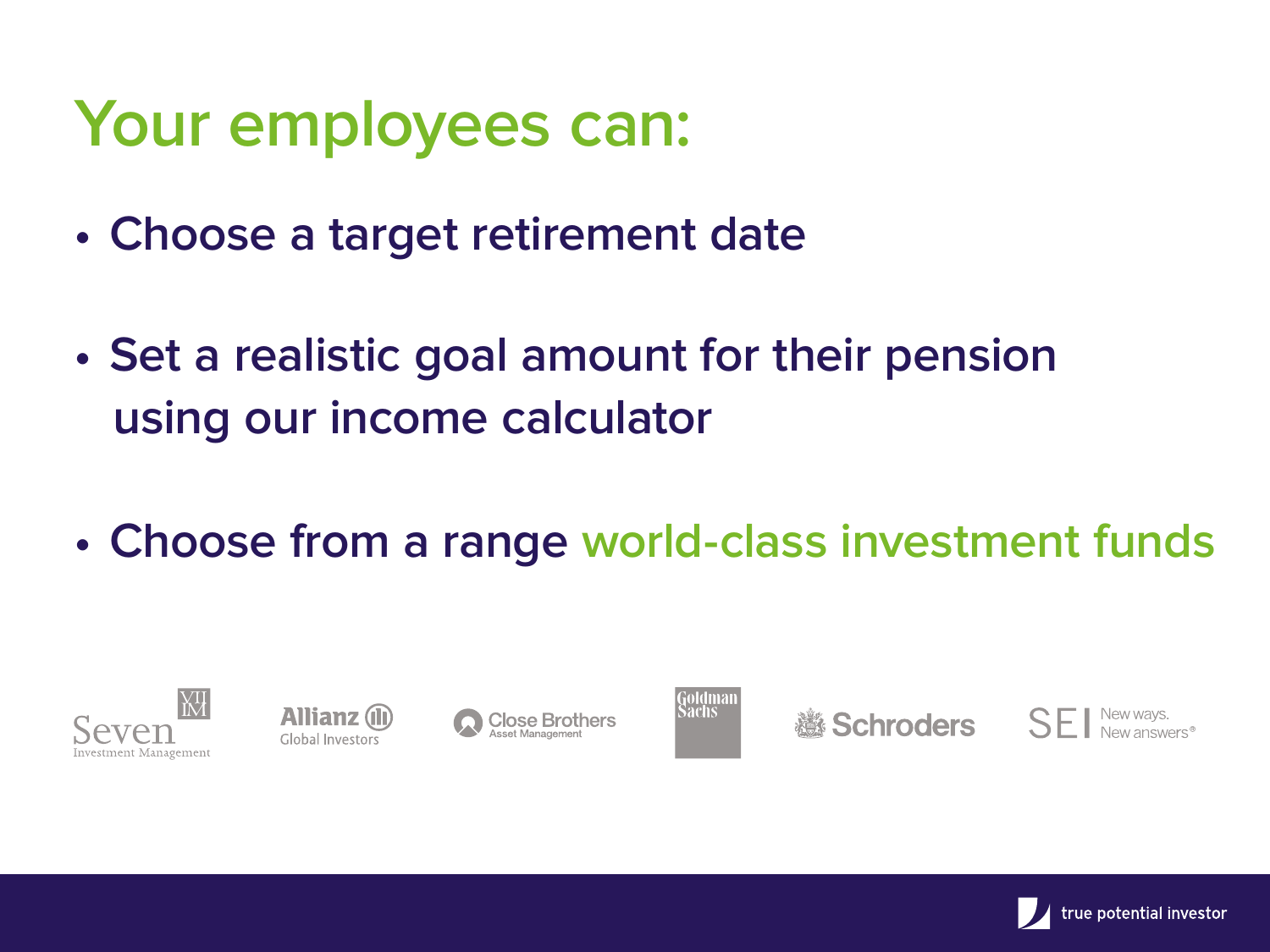# Your employees can:

- Choose a target retirement date
- Set a realistic goal amount for their pension using our income calculator
- Choose from a range world-class investment funds

Seven Investment Management | Allianz Global Investors | Close Brothers Asset Management | Goldman Sachs | Schroders | SEI New ways. New answers®

true potential investor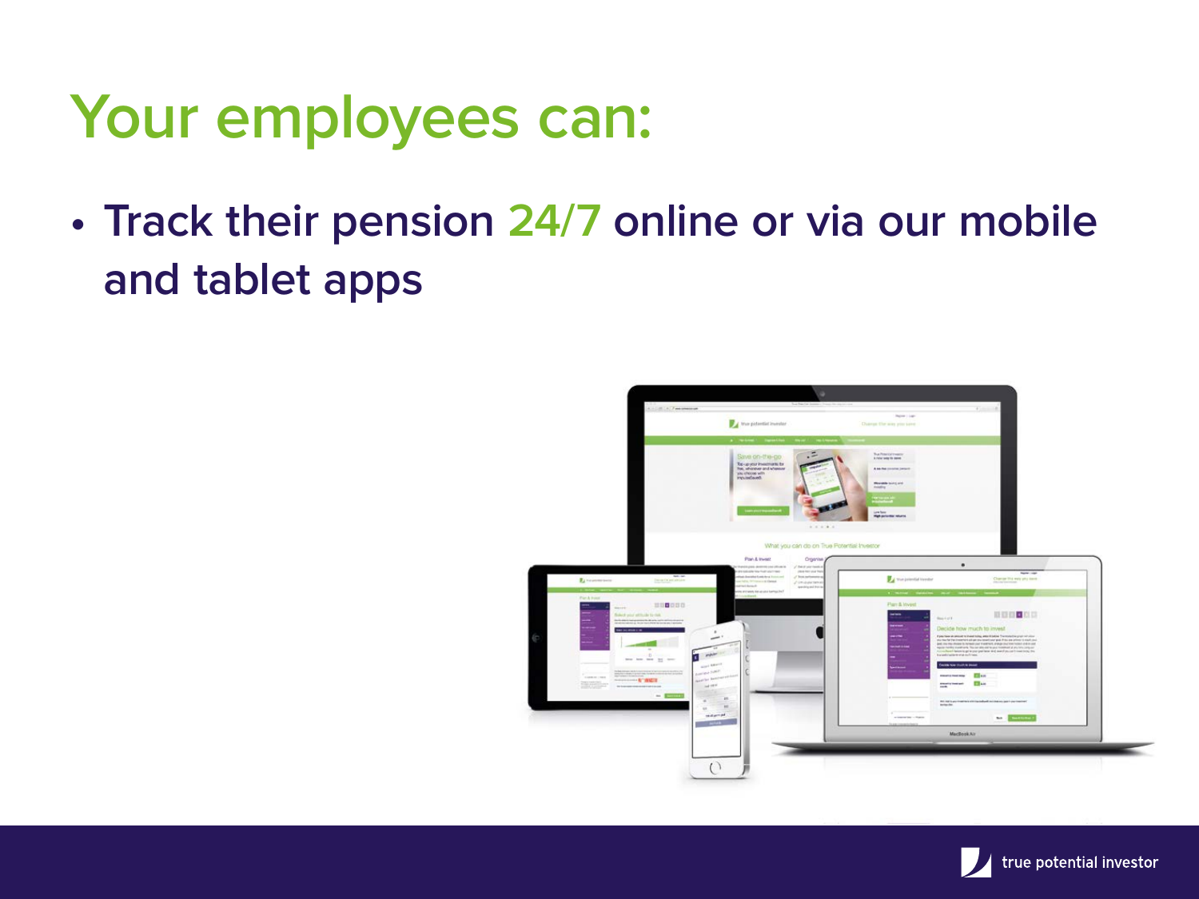# Your employees can:

- Track their pension 24/7 online or via our mobile and tablet apps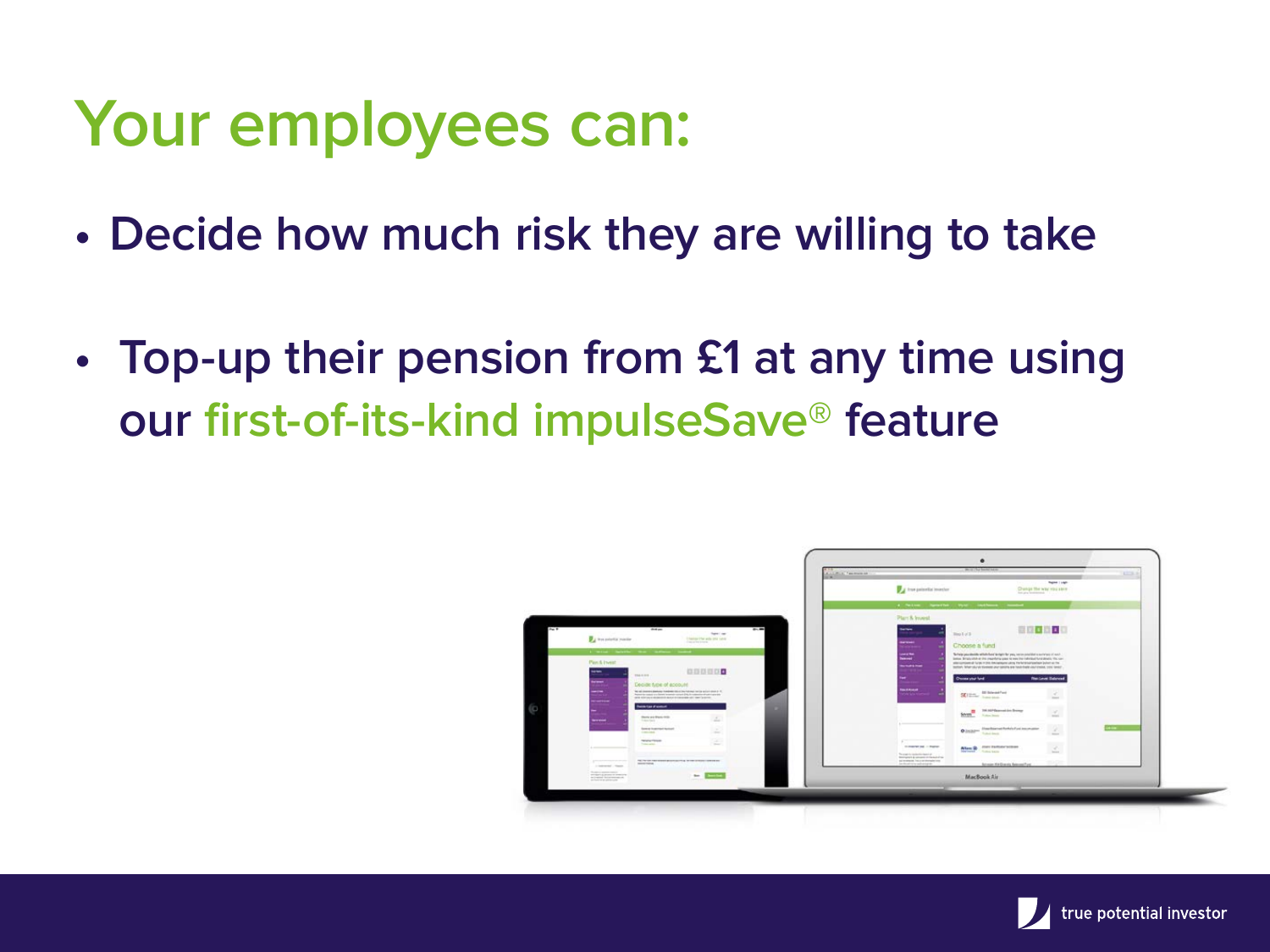# Your employees can:

- Decide how much risk they are willing to take
- Top-up their pension from £1 at any time using our first-of-its-kind impulseSave® feature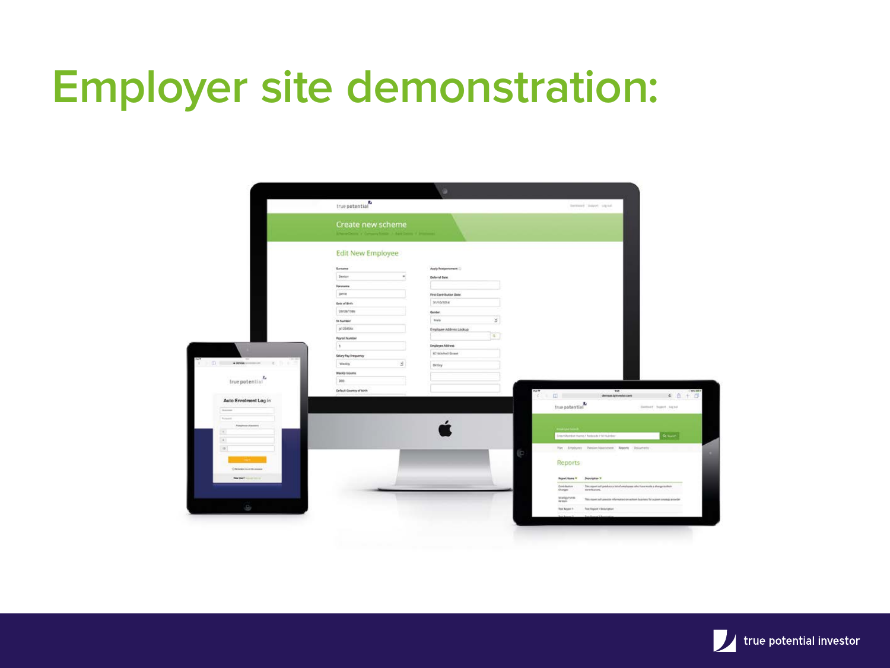# Employer site demonstration: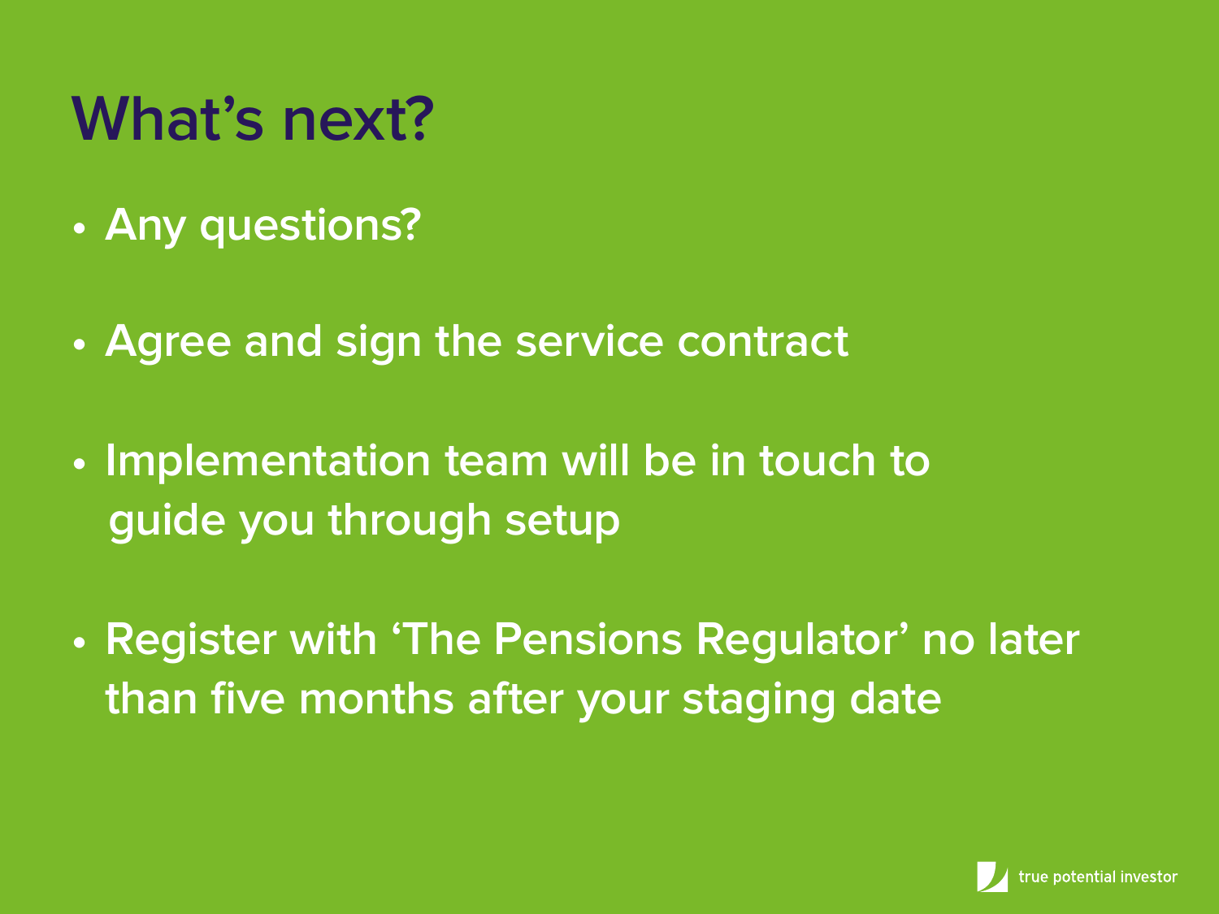# What's next?

- Any questions?
- Agree and sign the service contract
- Implementation team will be in touch to guide you through setup
- Register with 'The Pensions Regulator' no later than five months after your staging date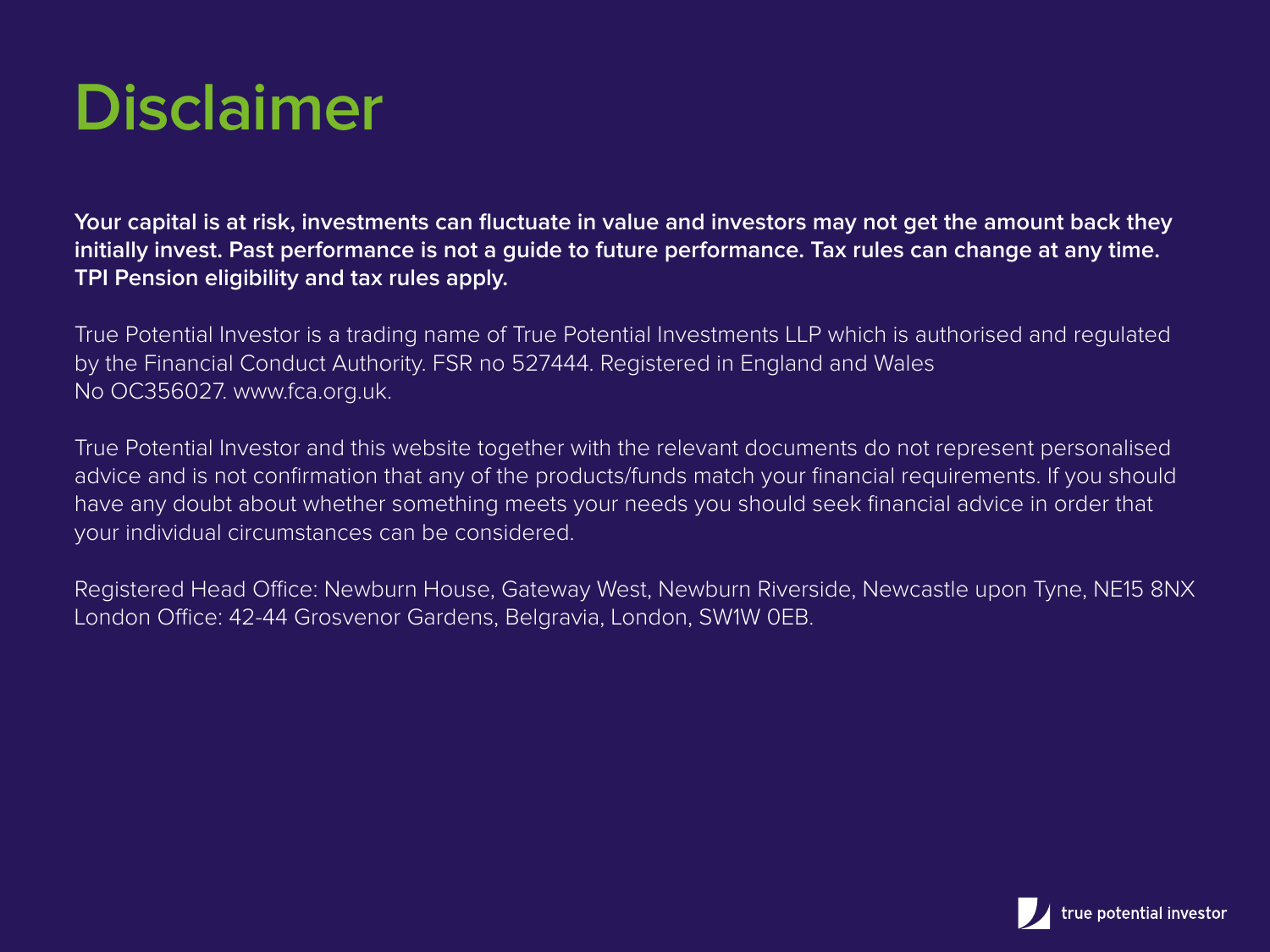# Disclaimer

**Your capital is at risk, investments can fluctuate in value and investors may not get the amount back they initially invest. Past performance is not a guide to future performance. Tax rules can change at any time. TPI Pension eligibility and tax rules apply.**

True Potential Investor is a trading name of True Potential Investments LLP which is authorised and regulated by the Financial Conduct Authority. FSR no 527444. Registered in England and Wales No OC356027. www.fca.org.uk.

True Potential Investor and this website together with the relevant documents do not represent personalised advice and is not confirmation that any of the products/funds match your financial requirements. If you should have any doubt about whether something meets your needs you should seek financial advice in order that your individual circumstances can be considered.

Registered Head Office: Newburn House, Gateway West, Newburn Riverside, Newcastle upon Tyne, NE15 8NX
London Office: 42-44 Grosvenor Gardens, Belgravia, London, SW1W 0EB.

true potential investor